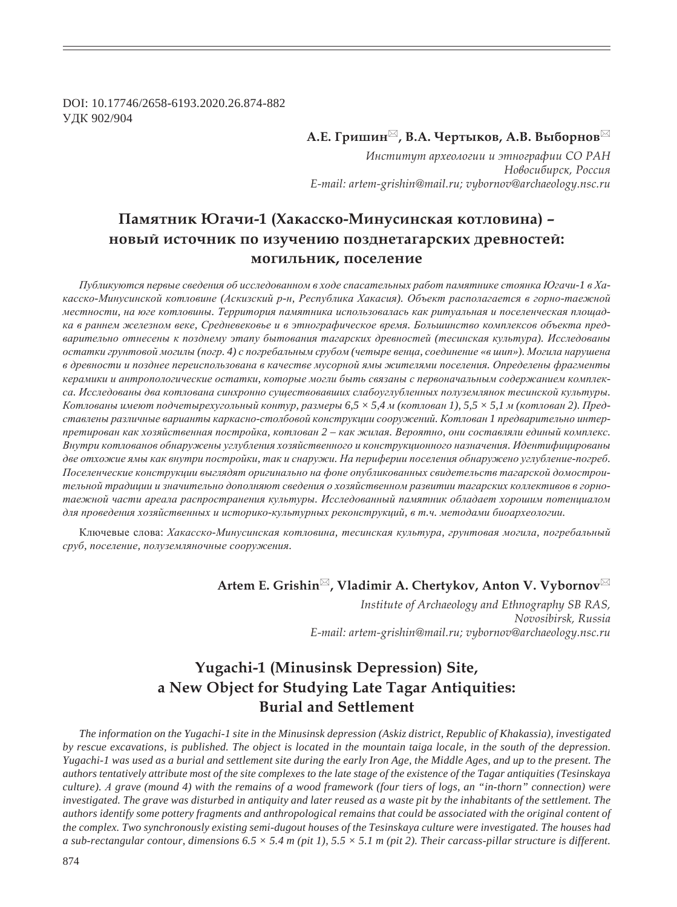DOI: 10.17746/2658-6193.2020.26.874-882
УДК 902/904

**А.Е. Гришин✉, В.А. Чертыков, А.В. Выборнов✉**

*Институт археологии и этнографии СО РАН*
*Новосибирск, Россия*
*E-mail: artem-grishin@mail.ru; vybornov@archaeology.nsc.ru*

# Памятник Югачи-1 (Хакасско-Минусинская котловина) – новый источник по изучению позднетагарских древностей: могильник, поселение

*Публикуются первые сведения об исследованном в ходе спасательных работ памятнике стоянка Югачи-1 в Хакасско-Минусинской котловине (Аскизский р-н, Республика Хакасия). Объект располагается в горно-таежной местности, на юге котловины. Территория памятника использовалась как ритуальная и поселенческая площадка в раннем железном веке, Средневековье и в этнографическое время. Большинство комплексов объекта предварительно отнесены к позднему этапу бытования тагарских древностей (тесинская культура). Исследованы остатки грунтовой могилы (погр. 4) с погребальным срубом (четыре венца, соединение «в шип»). Могила нарушена в древности и позднее переиспользована в качестве мусорной ямы жителями поселения. Определены фрагменты керамики и антропологические остатки, которые могли быть связаны с первоначальным содержанием комплекса. Исследованы два котлована синхронно существовавших слабоуглубленных полуземлянок тесинской культуры. Котлованы имеют подчетырехугольный контур, размеры 6,5 × 5,4 м (котлован 1), 5,5 × 5,1 м (котлован 2). Представлены различные варианты каркасно-столбовой конструкции сооружений. Котлован 1 предварительно интерпретирован как хозяйственная постройка, котлован 2 – как жилая. Вероятно, они составляли единый комплекс. Внутри котлованов обнаружены углубления хозяйственного и конструкционного назначения. Идентифицированы две отхожие ямы как внутри постройки, так и снаружи. На периферии поселения обнаружено углубление-погреб. Поселенческие конструкции выглядят оригинально на фоне опубликованных свидетельств тагарской домостроительной традиции и значительно дополняют сведения о хозяйственном развитии тагарских коллективов в горно-таежной части ареала распространения культуры. Исследованный памятник обладает хорошим потенциалом для проведения хозяйственных и историко-культурных реконструкций, в т.ч. методами биоархеологии.*

Ключевые слова: *Хакасско-Минусинская котловина, тесинская культура, грунтовая могила, погребальный сруб, поселение, полуземляночные сооружения.*

**Artem E. Grishin✉, Vladimir A. Chertykov, Anton V. Vybornov✉**

*Institute of Archaeology and Ethnography SB RAS,*
*Novosibirsk, Russia*
*E-mail: artem-grishin@mail.ru; vybornov@archaeology.nsc.ru*

# Yugachi-1 (Minusinsk Depression) Site, a New Object for Studying Late Tagar Antiquities: Burial and Settlement

*The information on the Yugachi-1 site in the Minusinsk depression (Askiz district, Republic of Khakassia), investigated by rescue excavations, is published. The object is located in the mountain taiga locale, in the south of the depression. Yugachi-1 was used as a burial and settlement site during the early Iron Age, the Middle Ages, and up to the present. The authors tentatively attribute most of the site complexes to the late stage of the existence of the Tagar antiquities (Tesinskaya culture). A grave (mound 4) with the remains of a wood framework (four tiers of logs, an "in-thorn" connection) were investigated. The grave was disturbed in antiquity and later reused as a waste pit by the inhabitants of the settlement. The authors identify some pottery fragments and anthropological remains that could be associated with the original content of the complex. Two synchronously existing semi-dugout houses of the Tesinskaya culture were investigated. The houses had a sub-rectangular contour, dimensions 6.5 × 5.4 m (pit 1), 5.5 × 5.1 m (pit 2). Their carcass-pillar structure is different.*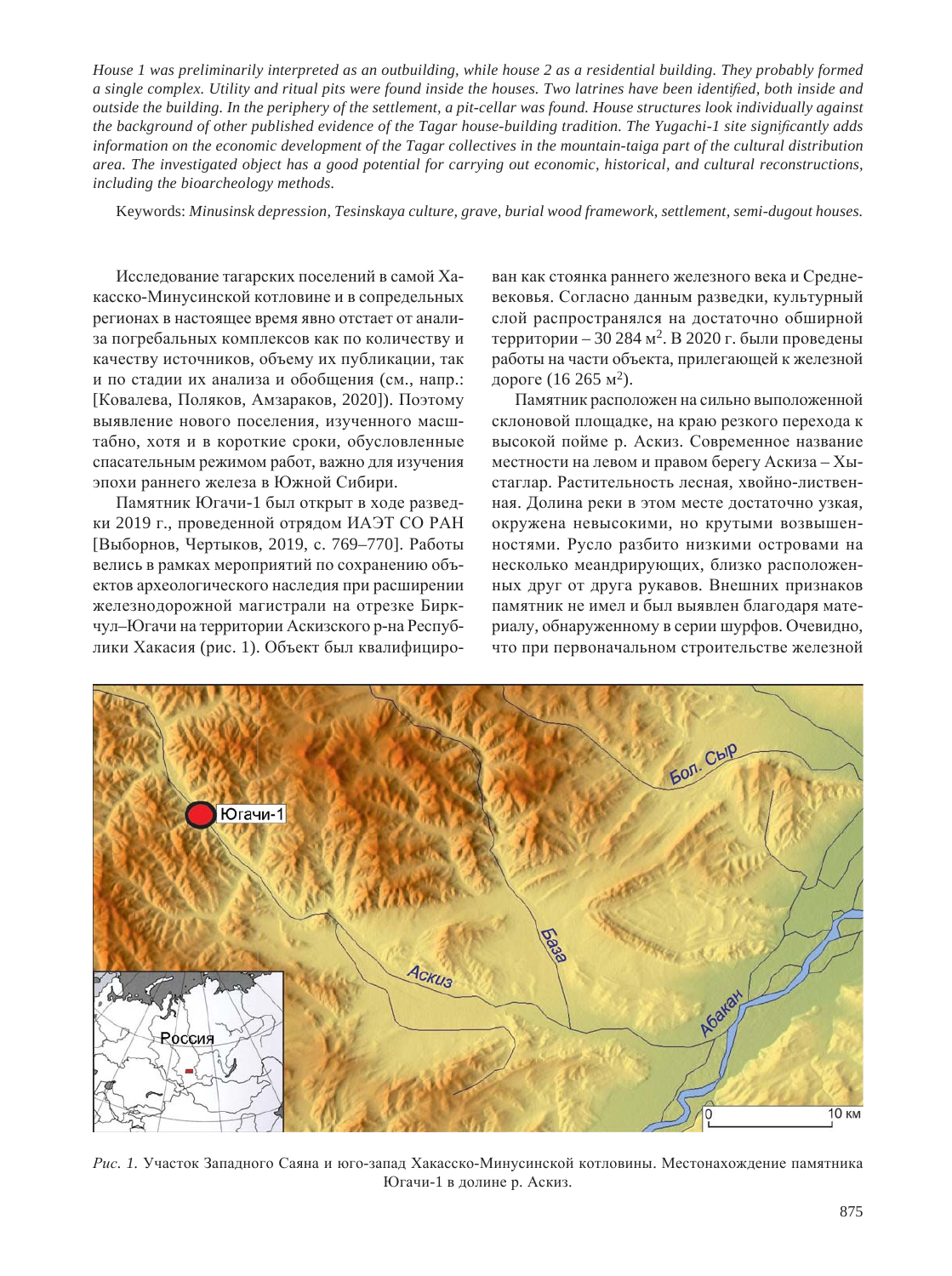*House 1 was preliminarily interpreted as an outbuilding, while house 2 as a residential building. They probably formed a single complex. Utility and ritual pits were found inside the houses. Two latrines have been identified, both inside and outside the building. In the periphery of the settlement, a pit-cellar was found. House structures look individually against the background of other published evidence of the Tagar house-building tradition. The Yugachi-1 site significantly adds information on the economic development of the Tagar collectives in the mountain-taiga part of the cultural distribution area. The investigated object has a good potential for carrying out economic, historical, and cultural reconstructions, including the bioarcheology methods.*

Keywords: *Minusinsk depression, Tesinskaya culture, grave, burial wood framework, settlement, semi-dugout houses.*

Исследование тагарских поселений в самой Хакасско-Минусинской котловине и в сопредельных регионах в настоящее время явно отстает от анализа погребальных комплексов как по количеству и качеству источников, объему их публикации, так и по стадии их анализа и обобщения (см., напр.: [Ковалева, Поляков, Амзараков, 2020]). Поэтому выявление нового поселения, изученного масштабно, хотя и в короткие сроки, обусловленные спасательным режимом работ, важно для изучения эпохи раннего железа в Южной Сибири.

Памятник Югачи-1 был открыт в ходе разведки 2019 г., проведенной отрядом ИАЭТ СО РАН [Выборнов, Чертыков, 2019, с. 769–770]. Работы велись в рамках мероприятий по сохранению объектов археологического наследия при расширении железнодорожной магистрали на отрезке Биркчул–Югачи на территории Аскизского р-на Республики Хакасия (рис. 1). Объект был квалифицирован как стоянка раннего железного века и Средневековья. Согласно данным разведки, культурный слой распространялся на достаточно обширной территории – 30 284 м$^2$. В 2020 г. были проведены работы на части объекта, прилегающей к железной дороге (16 265 м$^2$).

Памятник расположен на сильно выположенной склоновой площадке, на краю резкого перехода к высокой пойме р. Аскиз. Современное название местности на левом и правом берегу Аскиза – Хыстаглар. Растительность лесная, хвойно-лиственная. Долина реки в этом месте достаточно узкая, окружена невысокими, но крутыми возвышенностями. Русло разбито низкими островами на несколько меандрирующих, близко расположенных друг от друга рукавов. Внешних признаков памятник не имел и был выявлен благодаря материалу, обнаруженному в серии шурфов. Очевидно, что при первоначальном строительстве железной

*Рис. 1.* Участок Западного Саяна и юго-запад Хакасско-Минусинской котловины. Местонахождение памятника Югачи-1 в долине р. Аскиз.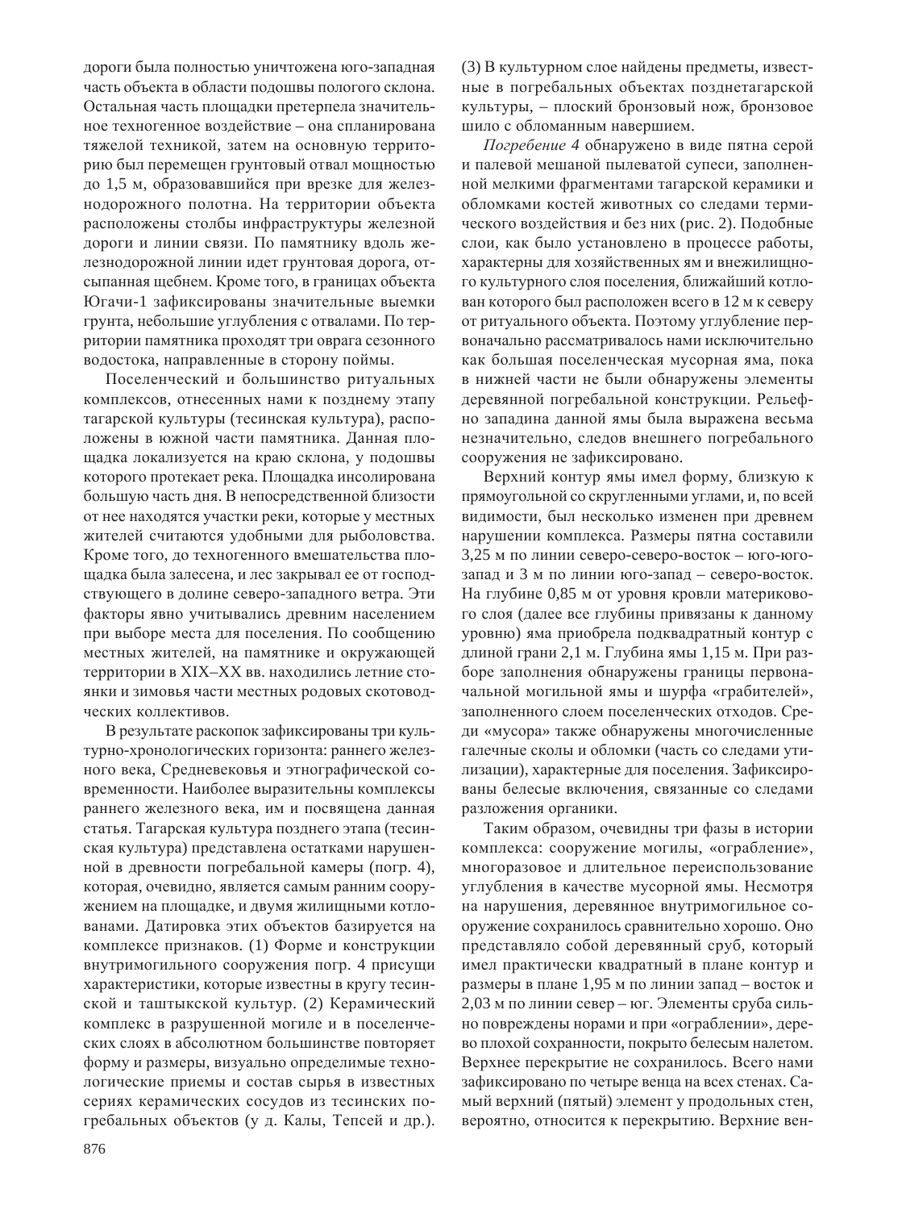дороги была полностью уничтожена юго-западная часть объекта в области подошвы пологого склона. Остальная часть площадки претерпела значительное техногенное воздействие – она спланирована тяжелой техникой, затем на основную территорию был перемещен грунтовый отвал мощностью до 1,5 м, образовавшийся при врезке для железнодорожного полотна. На территории объекта расположены столбы инфраструктуры железной дороги и линии связи. По памятнику вдоль железнодорожной линии идет грунтовая дорога, отсыпанная щебнем. Кроме того, в границах объекта Югачи-1 зафиксированы значительные выемки грунта, небольшие углубления с отвалами. По территории памятника проходят три оврага сезонного водостока, направленные в сторону поймы.

Поселенческий и большинство ритуальных комплексов, отнесенных нами к позднему этапу тагарской культуры (тесинская культура), расположены в южной части памятника. Данная площадка локализуется на краю склона, у подошвы которого протекает река. Площадка инсолирована большую часть дня. В непосредственной близости от нее находятся участки реки, которые у местных жителей считаются удобными для рыболовства. Кроме того, до техногенного вмешательства площадка была залесена, и лес закрывал ее от господствующего в долине северо-западного ветра. Эти факторы явно учитывались древним населением при выборе места для поселения. По сообщению местных жителей, на памятнике и окружающей территории в XIX–XX вв. находились летние стоянки и зимовья части местных родовых скотоводческих коллективов.

В результате раскопок зафиксированы три культурно-хронологических горизонта: раннего железного века, Средневековья и этнографической современности. Наиболее выразительны комплексы раннего железного века, им и посвящена данная статья. Тагарская культура позднего этапа (тесинская культура) представлена остатками нарушенной в древности погребальной камеры (погр. 4), которая, очевидно, является самым ранним сооружением на площадке, и двумя жилищными котлованами. Датировка этих объектов базируется на комплексе признаков. (1) Форме и конструкции внутримогильного сооружения погр. 4 присущи характеристики, которые известны в кругу тесинской и таштыкской культур. (2) Керамический комплекс в разрушенной могиле и в поселенческих слоях в абсолютном большинстве повторяет форму и размеры, визуально определимые технологические приемы и состав сырья в известных сериях керамических сосудов из тесинских погребальных объектов (у д. Калы, Тепсей и др.). (3) В культурном слое найдены предметы, известные в погребальных объектах позднетагарской культуры, – плоский бронзовый нож, бронзовое шило с обломанным навершием.

*Погребение 4* обнаружено в виде пятна серой и палевой мешаной пылеватой супеси, заполненной мелкими фрагментами тагарской керамики и обломками костей животных со следами термического воздействия и без них (рис. 2). Подобные слои, как было установлено в процессе работы, характерны для хозяйственных ям и внежилищного культурного слоя поселения, ближайший котлован которого был расположен всего в 12 м к северу от ритуального объекта. Поэтому углубление первоначально рассматривалось нами исключительно как большая поселенческая мусорная яма, пока в нижней части не были обнаружены элементы деревянной погребальной конструкции. Рельефно западина данной ямы была выражена весьма незначительно, следов внешнего погребального сооружения не зафиксировано.

Верхний контур ямы имел форму, близкую к прямоугольной со скругленными углами, и, по всей видимости, был несколько изменен при древнем нарушении комплекса. Размеры пятна составили 3,25 м по линии северо-северо-восток – юго-юго-запад и 3 м по линии юго-запад – северо-восток. На глубине 0,85 м от уровня кровли материкового слоя (далее все глубины привязаны к данному уровню) яма приобрела подквадратный контур с длиной грани 2,1 м. Глубина ямы 1,15 м. При разборе заполнения обнаружены границы первоначальной могильной ямы и шурфа «грабителей», заполненного слоем поселенческих отходов. Среди «мусора» также обнаружены многочисленные галечные сколы и обломки (часть со следами утилизации), характерные для поселения. Зафиксированы белесые включения, связанные со следами разложения органики.

Таким образом, очевидны три фазы в истории комплекса: сооружение могилы, «ограбление», многоразовое и длительное переиспользование углубления в качестве мусорной ямы. Несмотря на нарушения, деревянное внутримогильное сооружение сохранилось сравнительно хорошо. Оно представляло собой деревянный сруб, который имел практически квадратный в плане контур и размеры в плане 1,95 м по линии запад – восток и 2,03 м по линии север – юг. Элементы сруба сильно повреждены норами и при «ограблении», дерево плохой сохранности, покрыто белесым налетом. Верхнее перекрытие не сохранилось. Всего нами зафиксировано по четыре венца на всех стенах. Самый верхний (пятый) элемент у продольных стен, вероятно, относится к перекрытию. Верхние вен-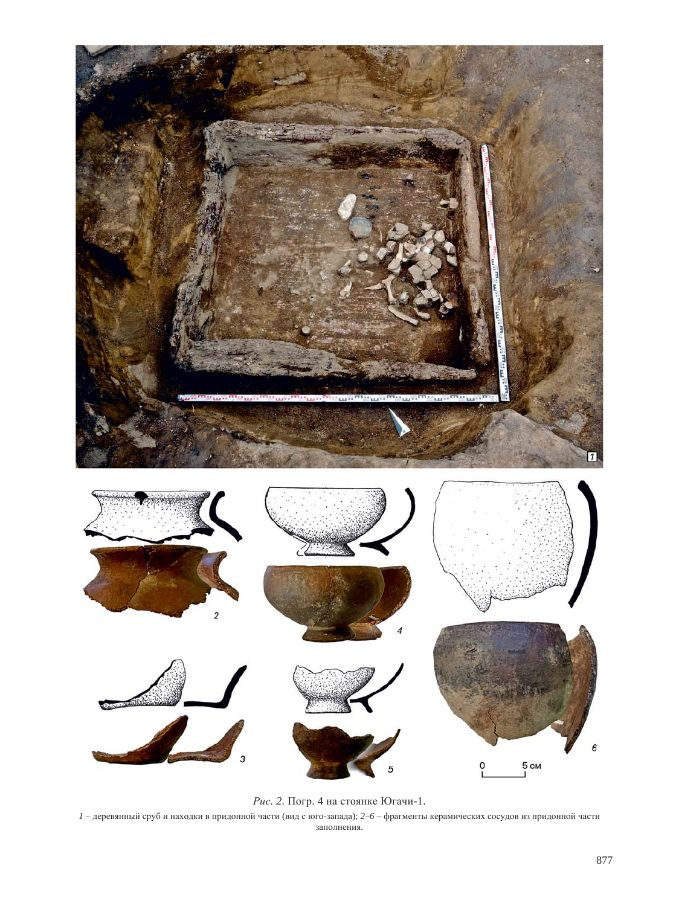*Рис. 2.* Погр. 4 на стоянке Югачи-1.

*1* – деревянный сруб и находки в придонной части (вид с юго-запада); *2–6* – фрагменты керамических сосудов из придонной части заполнения.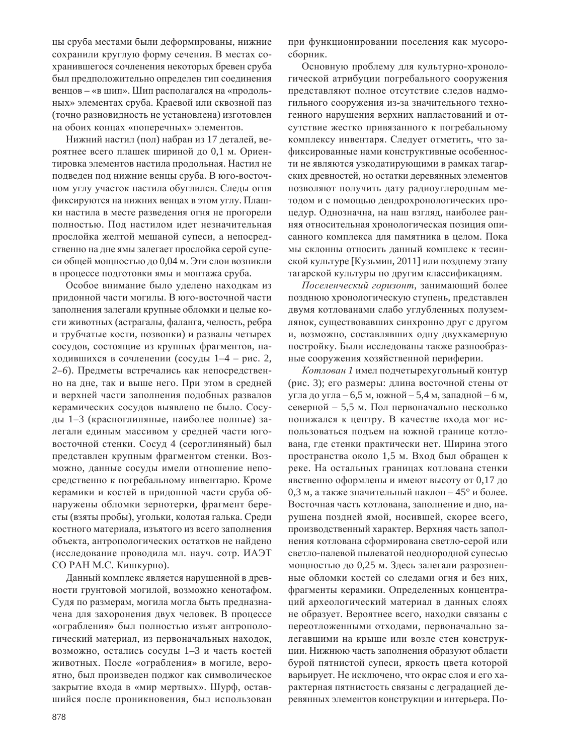цы сруба местами были деформированы, нижние сохранили круглую форму сечения. В местах сохранившегося сочленения некоторых бревен сруба был предположительно определен тип соединения венцов – «в шип». Шип располагался на «продольных» элементах сруба. Краевой или сквозной паз (точно разновидность не установлена) изготовлен на обоих концах «поперечных» элементов.

Нижний настил (пол) набран из 17 деталей, вероятнее всего плашек шириной до 0,1 м. Ориентировка элементов настила продольная. Настил не подведен под нижние венцы сруба. В юго-восточном углу участок настила обуглился. Следы огня фиксируются на нижних венцах в этом углу. Плашки настила в месте разведения огня не прогорели полностью. Под настилом идет незначительная прослойка желтой мешаной супеси, а непосредственно на дне ямы залегает прослойка серой супеси общей мощностью до 0,04 м. Эти слои возникли в процессе подготовки ямы и монтажа сруба.

Особое внимание было уделено находкам из придонной части могилы. В юго-восточной части заполнения залегали крупные обломки и целые кости животных (астрагалы, фаланга, челюсть, ребра и трубчатые кости, позвонки) и развалы четырех сосудов, состоящие из крупных фрагментов, находившихся в сочленении (сосуды 1–4 – рис. 2, *2–6*). Предметы встречались как непосредственно на дне, так и выше него. При этом в средней и верхней части заполнения подобных развалов керамических сосудов выявлено не было. Сосуды 1–3 (красноглиняные, наиболее полные) залегали единым массивом у средней части юго-восточной стенки. Сосуд 4 (сероглиняный) был представлен крупным фрагментом стенки. Возможно, данные сосуды имели отношение непосредственно к погребальному инвентарю. Кроме керамики и костей в придонной части сруба обнаружены обломки зернотерки, фрагмент бересты (взяты пробы), угольки, колотая галька. Среди костного материала, изъятого из всего заполнения объекта, антропологических остатков не найдено (исследование проводила мл. науч. сотр. ИАЭТ СО РАН М.С. Кишкурно).

Данный комплекс является нарушенной в древности грунтовой могилой, возможно кенотафом. Судя по размерам, могила могла быть предназначена для захоронения двух человек. В процессе «ограбления» был полностью изъят антропологический материал, из первоначальных находок, возможно, остались сосуды 1–3 и часть костей животных. После «ограбления» в могиле, вероятно, был произведен поджог как символическое закрытие входа в «мир мертвых». Шурф, оставшийся после проникновения, был использован при функционировании поселения как мусоросборник.

Основную проблему для культурно-хронологической атрибуции погребального сооружения представляют полное отсутствие следов надмогильного сооружения из-за значительного техногенного нарушения верхних напластований и отсутствие жестко привязанного к погребальному комплексу инвентаря. Следует отметить, что зафиксированные нами конструктивные особенности не являются узкодатирующими в рамках тагарских древностей, но остатки деревянных элементов позволяют получить дату радиоуглеродным методом и с помощью дендрохронологических процедур. Однозначна, на наш взгляд, наиболее ранняя относительная хронологическая позиция описанного комплекса для памятника в целом. Пока мы склонны относить данный комплекс к тесинской культуре [Кузьмин, 2011] или позднему этапу тагарской культуры по другим классификациям.

*Поселенческий горизонт*, занимающий более позднюю хронологическую ступень, представлен двумя котлованами слабо углубленных полуземлянок, существовавших синхронно друг с другом и, возможно, составлявших одну двухкамерную постройку. Были исследованы также разнообразные сооружения хозяйственной периферии.

*Котлован 1* имел подчетырехугольный контур (рис. 3); его размеры: длина восточной стены от угла до угла – 6,5 м, южной – 5,4 м, западной – 6 м, северной – 5,5 м. Пол первоначально несколько понижался к центру. В качестве входа мог использоваться подъем на южной границе котлована, где стенки практически нет. Ширина этого пространства около 1,5 м. Вход был обращен к реке. На остальных границах котлована стенки явственно оформлены и имеют высоту от 0,17 до 0,3 м, а также значительный наклон – 45° и более. Восточная часть котлована, заполнение и дно, нарушена поздней ямой, носившей, скорее всего, производственный характер. Верхняя часть заполнения котлована сформирована светло-серой или светло-палевой пылеватой неоднородной супесью мощностью до 0,25 м. Здесь залегали разрозненные обломки костей со следами огня и без них, фрагменты керамики. Определенных концентраций археологический материал в данных слоях не образует. Вероятнее всего, находки связаны с переотложенными отходами, первоначально залегавшими на крыше или возле стен конструкции. Нижнюю часть заполнения образуют области бурой пятнистой супеси, яркость цвета которой варьирует. Не исключено, что окрас слоя и его характерная пятнистость связаны с деградацией деревянных элементов конструкции и интерьера. По-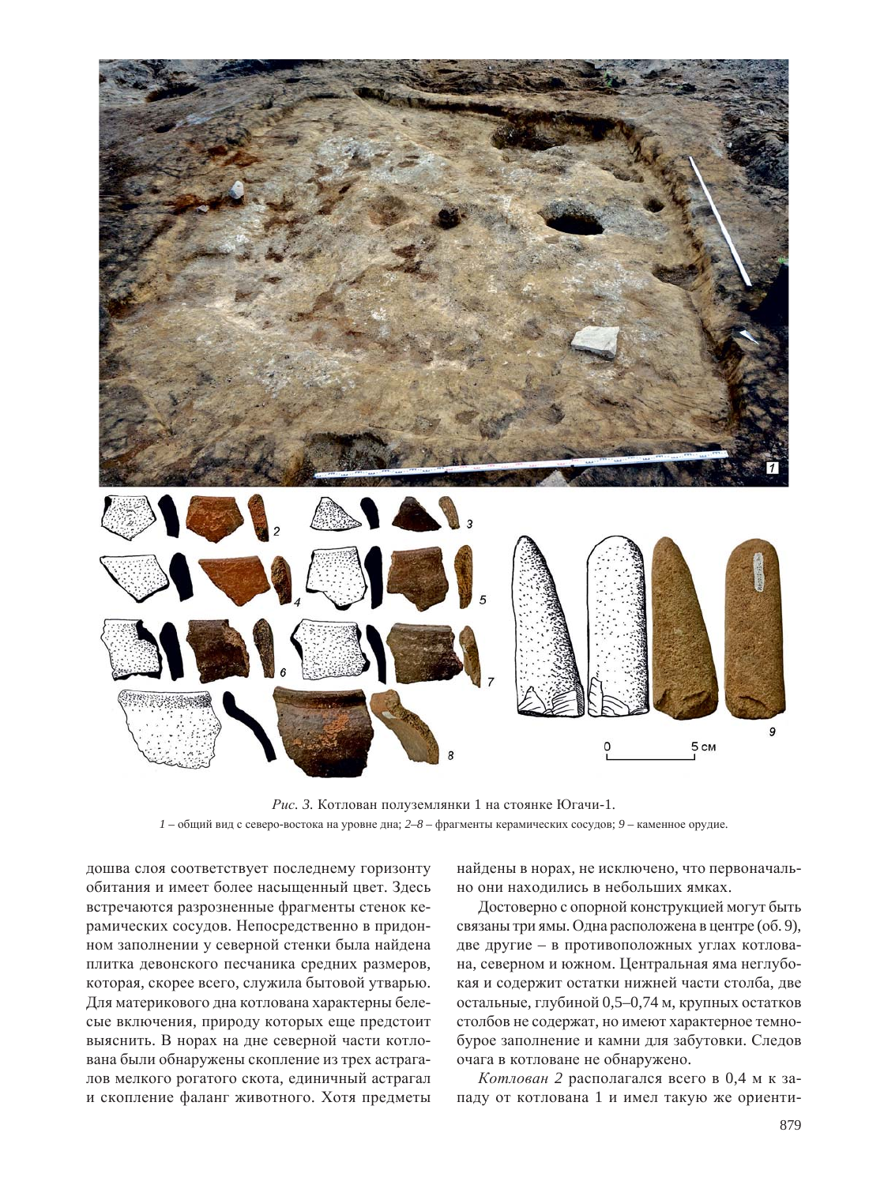*Рис. 3.* Котлован полуземлянки 1 на стоянке Югачи-1.

*1* – общий вид с северо-востока на уровне дна; *2–8* – фрагменты керамических сосудов; *9* – каменное орудие.

дошва слоя соответствует последнему горизонту обитания и имеет более насыщенный цвет. Здесь встречаются разрозненные фрагменты стенок керамических сосудов. Непосредственно в придонном заполнении у северной стенки была найдена плитка девонского песчаника средних размеров, которая, скорее всего, служила бытовой утварью. Для материкового дна котлована характерны белесые включения, природу которых еще предстоит выяснить. В норах на дне северной части котлована были обнаружены скопление из трех астрагалов мелкого рогатого скота, единичный астрагал и скопление фаланг животного. Хотя предметы найдены в норах, не исключено, что первоначально они находились в небольших ямках.

Достоверно с опорной конструкцией могут быть связаны три ямы. Одна расположена в центре (об. 9), две другие – в противоположных углах котлована, северном и южном. Центральная яма неглубокая и содержит остатки нижней части столба, две остальные, глубиной 0,5–0,74 м, крупных остатков столбов не содержат, но имеют характерное темно-бурое заполнение и камни для забутовки. Следов очага в котловане не обнаружено.

*Котлован 2* располагался всего в 0,4 м к западу от котлована 1 и имел такую же ориенти-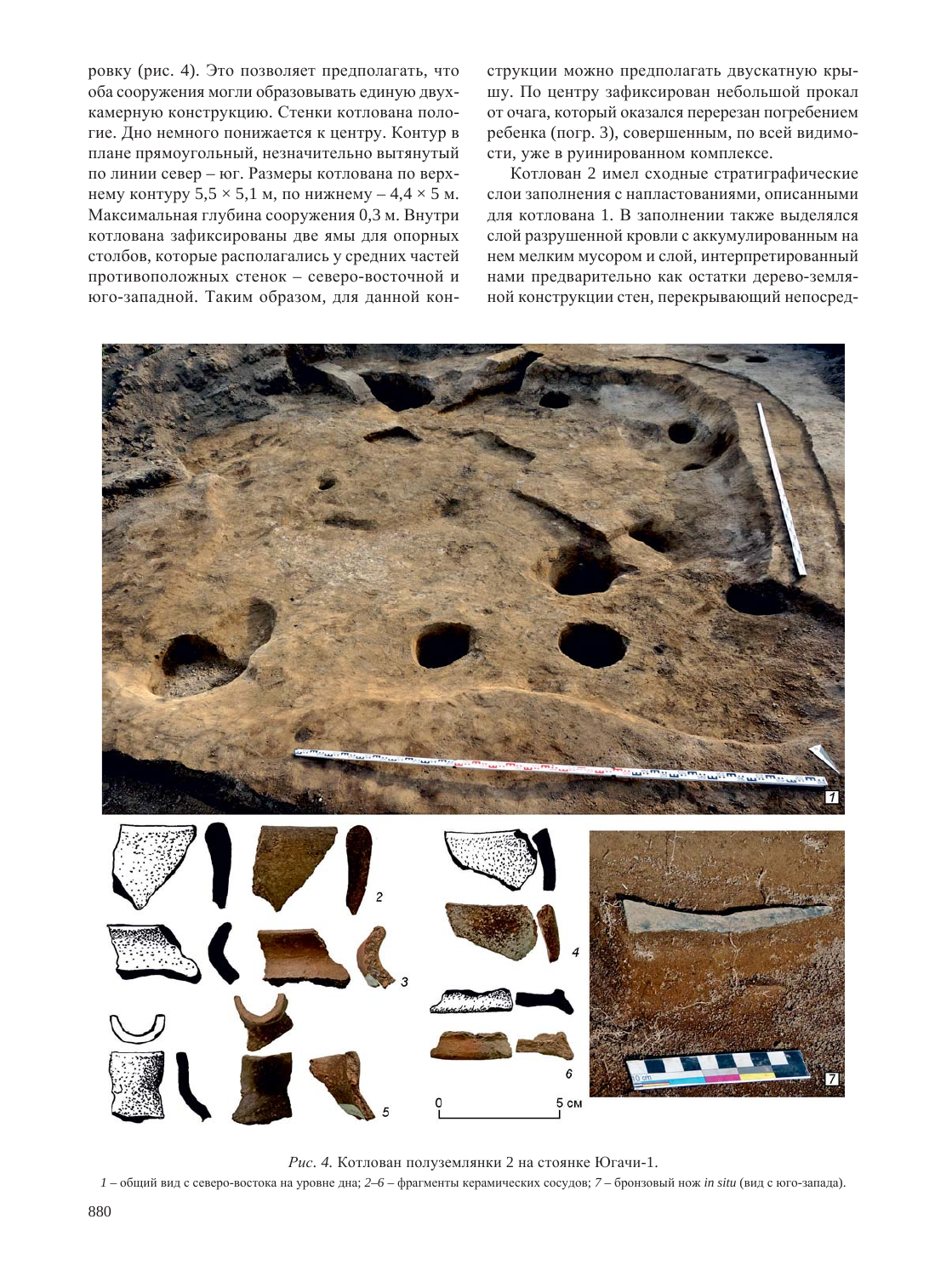ровку (рис. 4). Это позволяет предполагать, что оба сооружения могли образовывать единую двухкамерную конструкцию. Стенки котлована пологие. Дно немного понижается к центру. Контур в плане прямоугольный, незначительно вытянутый по линии север – юг. Размеры котлована по верхнему контуру 5,5 × 5,1 м, по нижнему – 4,4 × 5 м. Максимальная глубина сооружения 0,3 м. Внутри котлована зафиксированы две ямы для опорных столбов, которые располагались у средних частей противоположных стенок – северо-восточной и юго-западной. Таким образом, для данной конструкции можно предполагать двускатную крышу. По центру зафиксирован небольшой прокал от очага, который оказался перерезан погребением ребенка (погр. 3), совершенным, по всей видимости, уже в руинированном комплексе.

Котлован 2 имел сходные стратиграфические слои заполнения с напластованиями, описанными для котлована 1. В заполнении также выделялся слой разрушенной кровли с аккумулированным на нем мелким мусором и слой, интерпретированный нами предварительно как остатки дерево-земляной конструкции стен, перекрывающий непосред-

*Рис. 4.* Котлован полуземлянки 2 на стоянке Югачи-1.

*1* – общий вид с северо-востока на уровне дна; *2–6* – фрагменты керамических сосудов; *7* – бронзовый нож *in situ* (вид с юго-запада).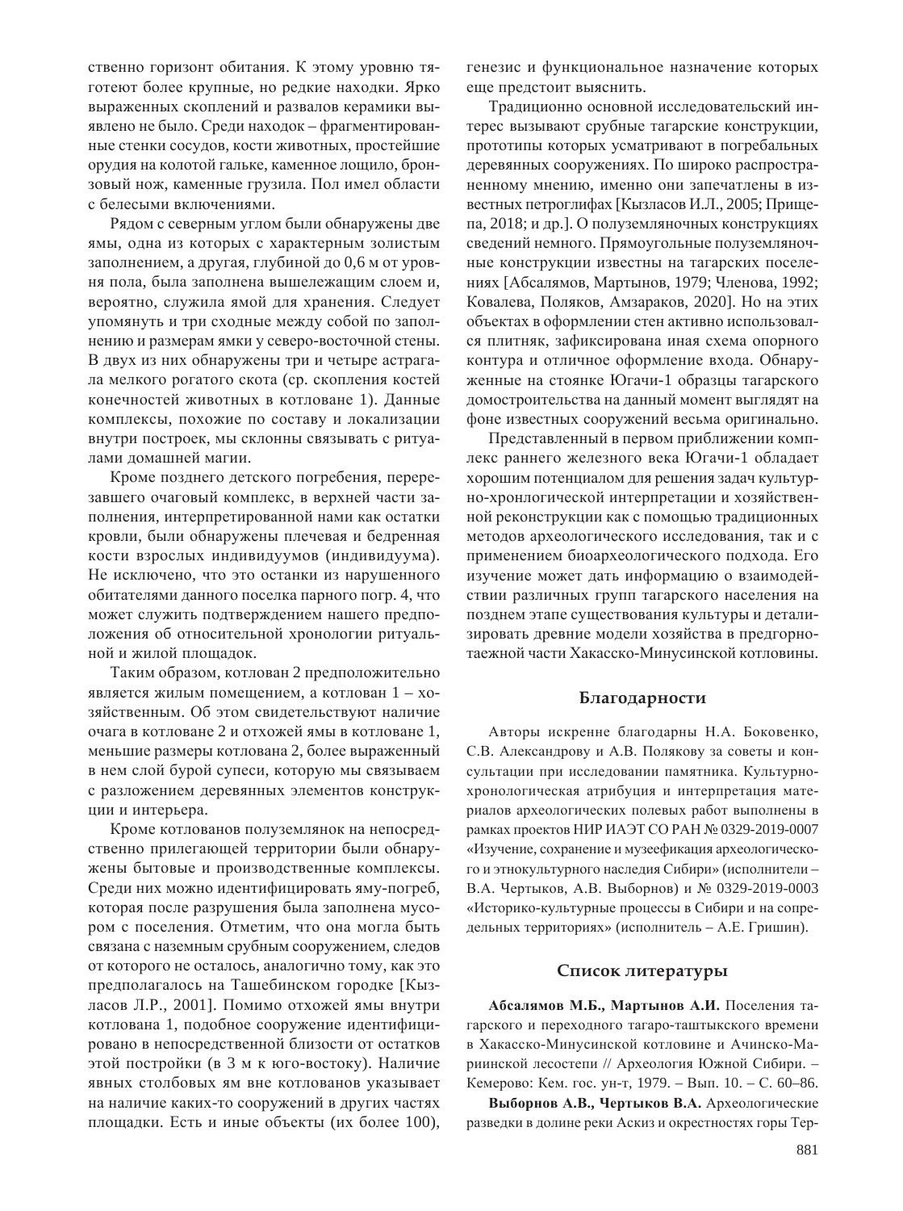ственно горизонт обитания. К этому уровню тяготеют более крупные, но редкие находки. Ярко выраженных скоплений и развалов керамики выявлено не было. Среди находок – фрагментированные стенки сосудов, кости животных, простейшие орудия на колотой гальке, каменное лощило, бронзовый нож, каменные грузила. Пол имел области с белесыми включениями.

Рядом с северным углом были обнаружены две ямы, одна из которых с характерным золистым заполнением, а другая, глубиной до 0,6 м от уровня пола, была заполнена вышележащим слоем и, вероятно, служила ямой для хранения. Следует упомянуть и три сходные между собой по заполнению и размерам ямки у северо-восточной стены. В двух из них обнаружены три и четыре астрагала мелкого рогатого скота (ср. скопления костей конечностей животных в котловане 1). Данные комплексы, похожие по составу и локализации внутри построек, мы склонны связывать с ритуалами домашней магии.

Кроме позднего детского погребения, перерезавшего очаговый комплекс, в верхней части заполнения, интерпретированной нами как остатки кровли, были обнаружены плечевая и бедренная кости взрослых индивидуумов (индивидуума). Не исключено, что это останки из нарушенного обитателями данного поселка парного погр. 4, что может служить подтверждением нашего предположения об относительной хронологии ритуальной и жилой площадок.

Таким образом, котлован 2 предположительно является жилым помещением, а котлован 1 – хозяйственным. Об этом свидетельствуют наличие очага в котловане 2 и отхожей ямы в котловане 1, меньшие размеры котлована 2, более выраженный в нем слой бурой супеси, которую мы связываем с разложением деревянных элементов конструкции и интерьера.

Кроме котлованов полуземлянок на непосредственно прилегающей территории были обнаружены бытовые и производственные комплексы. Среди них можно идентифицировать яму-погреб, которая после разрушения была заполнена мусором с поселения. Отметим, что она могла быть связана с наземным срубным сооружением, следов от которого не осталось, аналогично тому, как это предполагалось на Ташебинском городке [Кызласов Л.Р., 2001]. Помимо отхожей ямы внутри котлована 1, подобное сооружение идентифицировано в непосредственной близости от остатков этой постройки (в 3 м к юго-востоку). Наличие явных столбовых ям вне котлованов указывает на наличие каких-то сооружений в других частях площадки. Есть и иные объекты (их более 100), генезис и функциональное назначение которых еще предстоит выяснить.

Традиционно основной исследовательский интерес вызывают срубные тагарские конструкции, прототипы которых усматривают в погребальных деревянных сооружениях. По широко распространенному мнению, именно они запечатлены в известных петроглифах [Кызласов И.Л., 2005; Прищепа, 2018; и др.]. О полуземляночных конструкциях сведений немного. Прямоугольные полуземляночные конструкции известны на тагарских поселениях [Абсалямов, Мартынов, 1979; Членова, 1992; Ковалева, Поляков, Амзараков, 2020]. Но на этих объектах в оформлении стен активно использовался плитняк, зафиксирована иная схема опорного контура и отличное оформление входа. Обнаруженные на стоянке Югачи-1 образцы тагарского домостроительства на данный момент выглядят на фоне известных сооружений весьма оригинально.

Представленный в первом приближении комплекс раннего железного века Югачи-1 обладает хорошим потенциалом для решения задач культурно-хронологической интерпретации и хозяйственной реконструкции как с помощью традиционных методов археологического исследования, так и с применением биоархеологического подхода. Его изучение может дать информацию о взаимодействии различных групп тагарского населения на позднем этапе существования культуры и детализировать древние модели хозяйства в предгорно-таежной части Хакасско-Минусинской котловины.

## Благодарности

Авторы искренне благодарны Н.А. Боковенко, С.В. Александрову и А.В. Полякову за советы и консультации при исследовании памятника. Культурно-хронологическая атрибуция и интерпретация материалов археологических полевых работ выполнены в рамках проектов НИР ИАЭТ СО РАН № 0329-2019-0007 «Изучение, сохранение и музеефикация археологического и этнокультурного наследия Сибири» (исполнители – В.А. Чертыков, А.В. Выборнов) и № 0329-2019-0003 «Историко-культурные процессы в Сибири и на сопредельных территориях» (исполнитель – А.Е. Гришин).

## Список литературы

**Абсалямов М.Б., Мартынов А.И.** Поселения тагарского и переходного тагаро-таштыкского времени в Хакасско-Минусинской котловине и Ачинско-Мариинской лесостепи // Археология Южной Сибири. – Кемерово: Кем. гос. ун-т, 1979. – Вып. 10. – С. 60–86.

**Выборнов А.В., Чертыков В.А.** Археологические разведки в долине реки Аскиз и окрестностях горы Тер-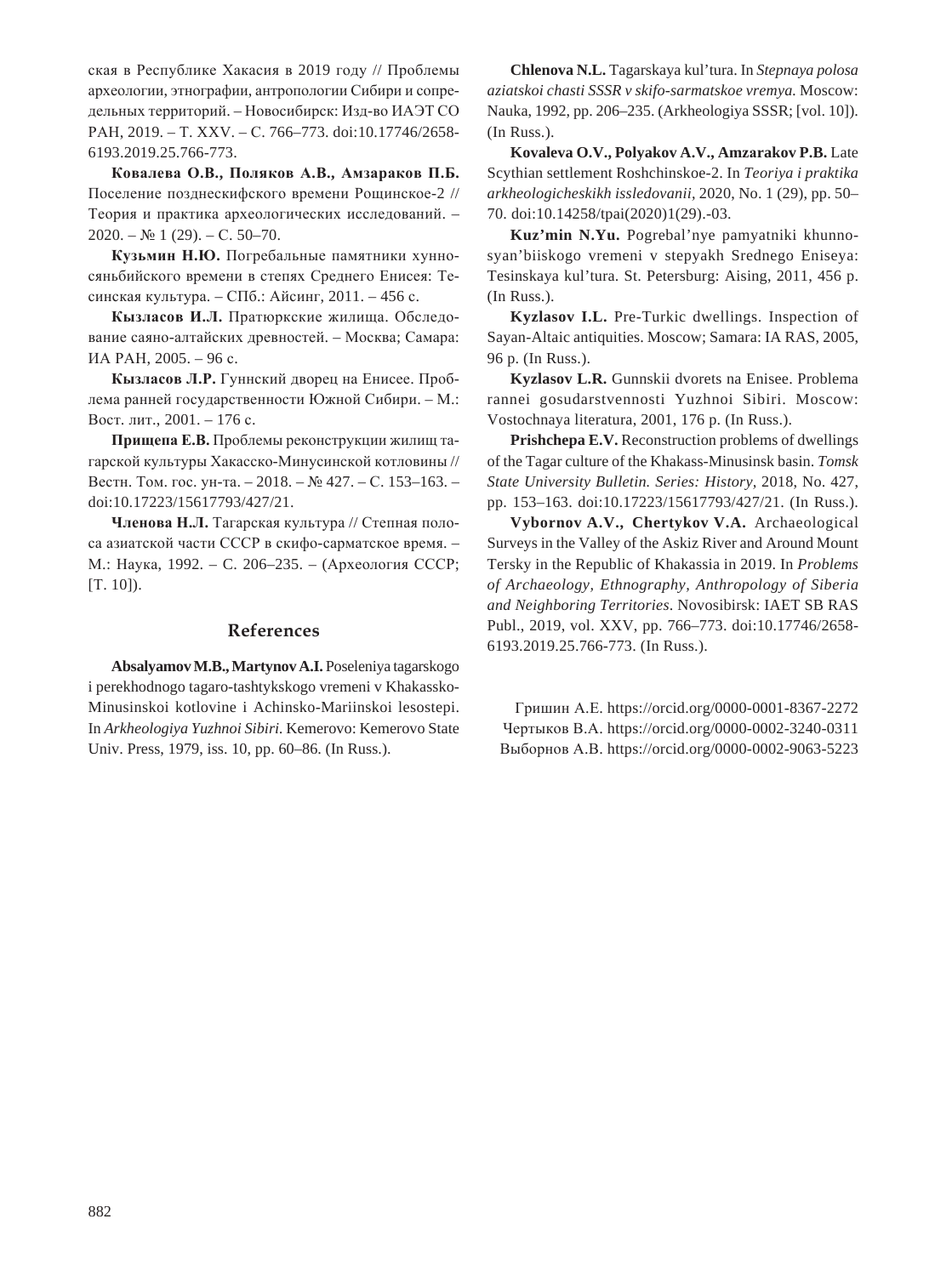ская в Республике Хакасия в 2019 году // Проблемы археологии, этнографии, антропологии Сибири и сопредельных территорий. – Новосибирск: Изд-во ИАЭТ СО РАН, 2019. – Т. XXV. – С. 766–773. doi:10.17746/2658-6193.2019.25.766-773.

**Ковалева О.В., Поляков А.В., Амзараков П.Б.** Поселение позднескифского времени Рощинское-2 // Теория и практика археологических исследований. – 2020. – № 1 (29). – С. 50–70.

**Кузьмин Н.Ю.** Погребальные памятники хунно-сяньбийского времени в степях Среднего Енисея: Тесинская культура. – СПб.: Айсинг, 2011. – 456 с.

**Кызласов И.Л.** Пратюркские жилища. Обследование саяно-алтайских древностей. – Москва; Самара: ИА РАН, 2005. – 96 с.

**Кызласов Л.Р.** Гуннский дворец на Енисее. Проблема ранней государственности Южной Сибири. – М.: Вост. лит., 2001. – 176 с.

**Прищепа Е.В.** Проблемы реконструкции жилищ тагарской культуры Хакасско-Минусинской котловины // Вестн. Том. гос. ун-та. – 2018. – № 427. – С. 153–163. – doi:10.17223/15617793/427/21.

**Членова Н.Л.** Тагарская культура // Степная полоса азиатской части СССР в скифо-сарматское время. – М.: Наука, 1992. – С. 206–235. – (Археология СССР; [Т. 10]).

## References

**Absalyamov M.B., Martynov A.I.** Poseleniya tagarskogo i perekhodnogo tagaro-tashtykskogo vremeni v Khakassko-Minusinskoi kotlovine i Achinsko-Mariinskoi lesostepi. In *Arkheologiya Yuzhnoi Sibiri*. Kemerovo: Kemerovo State Univ. Press, 1979, iss. 10, pp. 60–86. (In Russ.).

**Chlenova N.L.** Tagarskaya kul'tura. In *Stepnaya polosa aziatskoi chasti SSSR v skifo-sarmatskoe vremya*. Moscow: Nauka, 1992, pp. 206–235. (Arkheologiya SSSR; [vol. 10]). (In Russ.).

**Kovaleva O.V., Polyakov A.V., Amzarakov P.B.** Late Scythian settlement Roshchinskoe-2. In *Teoriya i praktika arkheologicheskikh issledovanii*, 2020, No. 1 (29), pp. 50–70. doi:10.14258/tpai(2020)1(29).-03.

**Kuz'min N.Yu.** Pogrebal'nye pamyatniki khunno-syan'biiskogo vremeni v stepyakh Srednego Eniseya: Tesinskaya kul'tura. St. Petersburg: Aising, 2011, 456 p. (In Russ.).

**Kyzlasov I.L.** Pre-Turkic dwellings. Inspection of Sayan-Altaic antiquities. Moscow; Samara: IA RAS, 2005, 96 p. (In Russ.).

**Kyzlasov L.R.** Gunnskii dvorets na Enisee. Problema rannei gosudarstvennosti Yuzhnoi Sibiri. Moscow: Vostochnaya literatura, 2001, 176 p. (In Russ.).

**Prishchepa E.V.** Reconstruction problems of dwellings of the Tagar culture of the Khakass-Minusinsk basin. *Tomsk State University Bulletin. Series: History*, 2018, No. 427, pp. 153–163. doi:10.17223/15617793/427/21. (In Russ.).

**Vybornov A.V., Chertykov V.A.** Archaeological Surveys in the Valley of the Askiz River and Around Mount Tersky in the Republic of Khakassia in 2019. In *Problems of Archaeology, Ethnography, Anthropology of Siberia and Neighboring Territories*. Novosibirsk: IAET SB RAS Publ., 2019, vol. XXV, pp. 766–773. doi:10.17746/2658-6193.2019.25.766-773. (In Russ.).

Гришин А.Е. https://orcid.org/0000-0001-8367-2272
Чертыков В.А. https://orcid.org/0000-0002-3240-0311
Выборнов А.В. https://orcid.org/0000-0002-9063-5223